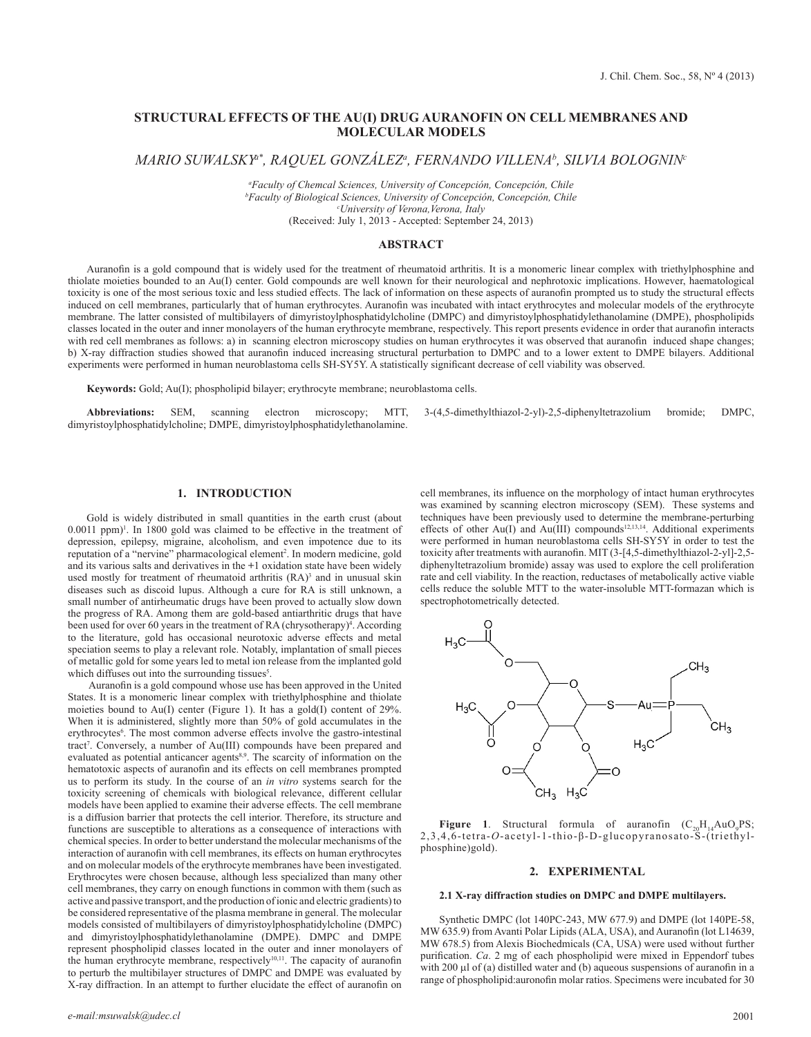# STRUCTURAL EFFECTS OF THE AU(I) DRUG AURANOFIN ON CELL MEMBRANES AND MOLECULAR MODELS

*MARIO SUWALSKY[a*], RAQUEL GONZÁLEZ[a], FERNANDO VILLENA[b], SILVIA BOLOGNIN[c]*

[a]*Faculty of Chemcal Sciences, University of Concepción, Concepción, Chile*
[b]*Faculty of Biological Sciences, University of Concepción, Concepción, Chile*
[c]*University of Verona,Verona, Italy*
(Received: July 1, 2013 - Accepted: September 24, 2013)

## ABSTRACT

Auranofin is a gold compound that is widely used for the treatment of rheumatoid arthritis. It is a monomeric linear complex with triethylphosphine and thiolate moieties bounded to an Au(I) center. Gold compounds are well known for their neurological and nephrotoxic implications. However, haematological toxicity is one of the most serious toxic and less studied effects. The lack of information on these aspects of auranofin prompted us to study the structural effects induced on cell membranes, particularly that of human erythrocytes. Auranofin was incubated with intact erythrocytes and molecular models of the erythrocyte membrane. The latter consisted of multibilayers of dimyristoylphosphatidylcholine (DMPC) and dimyristoylphosphatidylethanolamine (DMPE), phospholipids classes located in the outer and inner monolayers of the human erythrocyte membrane, respectively. This report presents evidence in order that auranofin interacts with red cell membranes as follows: a) in scanning electron microscopy studies on human erythrocytes it was observed that auranofin induced shape changes; b) X-ray diffraction studies showed that auranofin induced increasing structural perturbation to DMPC and to a lower extent to DMPE bilayers. Additional experiments were performed in human neuroblastoma cells SH-SY5Y. A statistically significant decrease of cell viability was observed.

**Keywords:** Gold; Au(I); phospholipid bilayer; erythrocyte membrane; neuroblastoma cells.

**Abbreviations:** SEM, scanning electron microscopy; MTT, 3-(4,5-dimethylthiazol-2-yl)-2,5-diphenyltetrazolium bromide; DMPC, dimyristoylphosphatidylcholine; DMPE, dimyristoylphosphatidylethanolamine.

## 1. INTRODUCTION

Gold is widely distributed in small quantities in the earth crust (about 0.0011 ppm)[1]. In 1800 gold was claimed to be effective in the treatment of depression, epilepsy, migraine, alcoholism, and even impotence due to its reputation of a "nervine" pharmacological element[2]. In modern medicine, gold and its various salts and derivatives in the +1 oxidation state have been widely used mostly for treatment of rheumatoid arthritis (RA)[3] and in unusual skin diseases such as discoid lupus. Although a cure for RA is still unknown, a small number of antirheumatic drugs have been proved to actually slow down the progress of RA. Among them are gold-based antiarthritic drugs that have been used for over 60 years in the treatment of RA (chrysotherapy)[4]. According to the literature, gold has occasional neurotoxic adverse effects and metal speciation seems to play a relevant role. Notably, implantation of small pieces of metallic gold for some years led to metal ion release from the implanted gold which diffuses out into the surrounding tissues[5].

Auranofin is a gold compound whose use has been approved in the United States. It is a monomeric linear complex with triethylphosphine and thiolate moieties bound to Au(I) center (Figure 1). It has a gold(I) content of 29%. When it is administered, slightly more than 50% of gold accumulates in the erythrocytes[6]. The most common adverse effects involve the gastro-intestinal tract[7]. Conversely, a number of Au(III) compounds have been prepared and evaluated as potential anticancer agents[8,9]. The scarcity of information on the hematotoxic aspects of auranofin and its effects on cell membranes prompted us to perform its study. In the course of an *in vitro* systems search for the toxicity screening of chemicals with biological relevance, different cellular models have been applied to examine their adverse effects. The cell membrane is a diffusion barrier that protects the cell interior. Therefore, its structure and functions are susceptible to alterations as a consequence of interactions with chemical species. In order to better understand the molecular mechanisms of the interaction of auranofin with cell membranes, its effects on human erythrocytes and on molecular models of the erythrocyte membranes have been investigated. Erythrocytes were chosen because, although less specialized than many other cell membranes, they carry on enough functions in common with them (such as active and passive transport, and the production of ionic and electric gradients) to be considered representative of the plasma membrane in general. The molecular models consisted of multibilayers of dimyristoylphosphatidylcholine (DMPC) and dimyristoylphosphatidylethanolamine (DMPE). DMPC and DMPE represent phospholipid classes located in the outer and inner monolayers of the human erythrocyte membrane, respectively[10,11]. The capacity of auranofin to perturb the multibilayer structures of DMPC and DMPE was evaluated by X-ray diffraction. In an attempt to further elucidate the effect of auranofin on cell membranes, its influence on the morphology of intact human erythrocytes was examined by scanning electron microscopy (SEM). These systems and techniques have been previously used to determine the membrane-perturbing effects of other Au(I) and Au(III) compounds[12,13,14]. Additional experiments were performed in human neuroblastoma cells SH-SY5Y in order to test the toxicity after treatments with auranofin. MIT (3-[4,5-dimethylthiazol-2-yl]-2,5-diphenyltetrazolium bromide) assay was used to explore the cell proliferation rate and cell viability. In the reaction, reductases of metabolically active viable cells reduce the soluble MTT to the water-insoluble MTT-formazan which is spectrophotometrically detected.

**Figure 1**. Structural formula of auranofin ($C_{20}H_{14}AuO_9PS$; 2,3,4,6-tetra-*O*-acetyl-1-thio-β-D-glucopyranosato-S-(triethyl-phosphine)gold).

## 2. EXPERIMENTAL

### 2.1 X-ray diffraction studies on DMPC and DMPE multilayers.

Synthetic DMPC (lot 140PC-243, MW 677.9) and DMPE (lot 140PE-58, MW 635.9) from Avanti Polar Lipids (ALA, USA), and Auranofin (lot L14639, MW 678.5) from Alexis Biochedmicals (CA, USA) were used without further purification. *Ca*. 2 mg of each phospholipid were mixed in Eppendorf tubes with 200 μl of (a) distilled water and (b) aqueous suspensions of auranofin in a range of phospholipid:auronofin molar ratios. Specimens were incubated for 30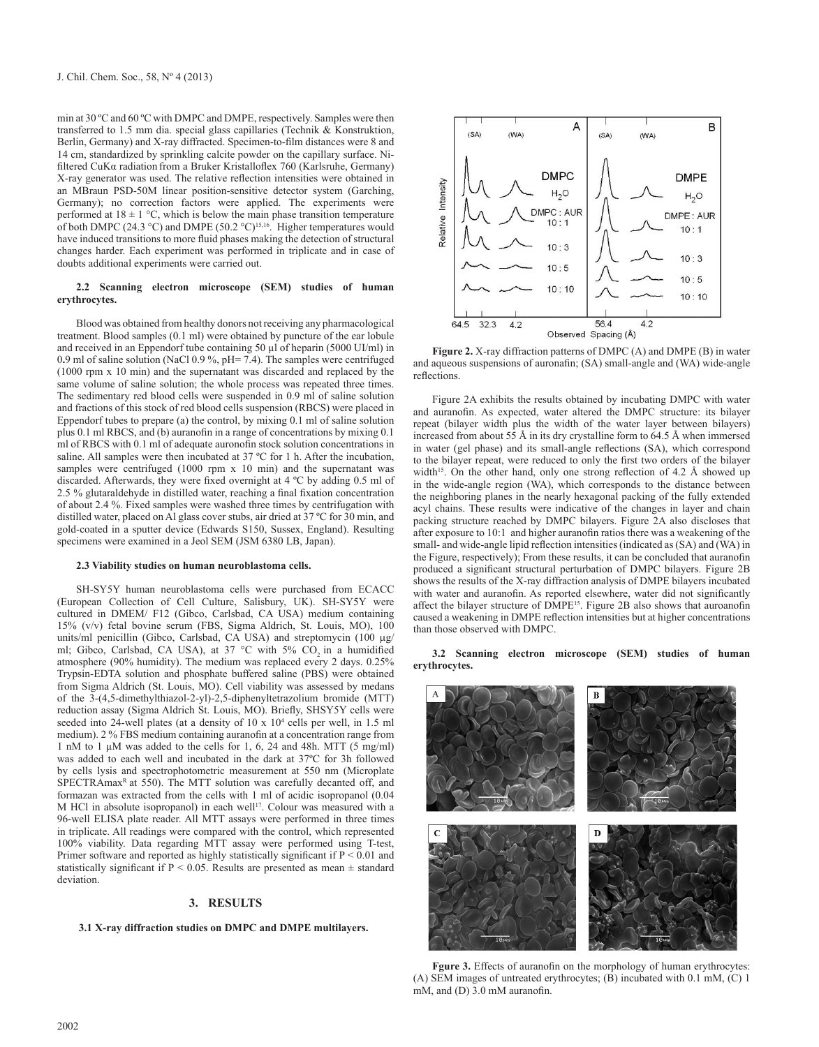min at 30 ºC and 60 ºC with DMPC and DMPE, respectively. Samples were then transferred to 1.5 mm dia. special glass capillaries (Technik & Konstruktion, Berlin, Germany) and X-ray diffracted. Specimen-to-film distances were 8 and 14 cm, standardized by sprinkling calcite powder on the capillary surface. Ni-filtered CuKα radiation from a Bruker Kristalloflex 760 (Karlsruhe, Germany) X-ray generator was used. The relative reflection intensities were obtained in an MBraun PSD-50M linear position-sensitive detector system (Garching, Germany); no correction factors were applied. The experiments were performed at 18 ± 1 °C, which is below the main phase transition temperature of both DMPC (24.3 °C) and DMPE (50.2 °C)[15,16]. Higher temperatures would have induced transitions to more fluid phases making the detection of structural changes harder. Each experiment was performed in triplicate and in case of doubts additional experiments were carried out.

### 2.2 Scanning electron microscope (SEM) studies of human erythrocytes.

Blood was obtained from healthy donors not receiving any pharmacological treatment. Blood samples (0.1 ml) were obtained by puncture of the ear lobule and received in an Eppendorf tube containing 50 µl of heparin (5000 UI/ml) in 0.9 ml of saline solution (NaCl 0.9 %, pH= 7.4). The samples were centrifuged (1000 rpm x 10 min) and the supernatant was discarded and replaced by the same volume of saline solution; the whole process was repeated three times. The sedimentary red blood cells were suspended in 0.9 ml of saline solution and fractions of this stock of red blood cells suspension (RBCS) were placed in Eppendorf tubes to prepare (a) the control, by mixing 0.1 ml of saline solution plus 0.1 ml RBCS, and (b) auranofin in a range of concentrations by mixing 0.1 ml of RBCS with 0.1 ml of adequate auronofin stock solution concentrations in saline. All samples were then incubated at 37 ºC for 1 h. After the incubation, samples were centrifuged (1000 rpm x 10 min) and the supernatant was discarded. Afterwards, they were fixed overnight at 4 ºC by adding 0.5 ml of 2.5 % glutaraldehyde in distilled water, reaching a final fixation concentration of about 2.4 %. Fixed samples were washed three times by centrifugation with distilled water, placed on Al glass cover stubs, air dried at 37 ºC for 30 min, and gold-coated in a sputter device (Edwards S150, Sussex, England). Resulting specimens were examined in a Jeol SEM (JSM 6380 LB, Japan).

### 2.3 Viability studies on human neuroblastoma cells.

SH-SY5Y human neuroblastoma cells were purchased from ECACC (European Collection of Cell Culture, Salisbury, UK). SH-SY5Y were cultured in DMEM/ F12 (Gibco, Carlsbad, CA USA) medium containing 15% (v/v) fetal bovine serum (FBS, Sigma Aldrich, St. Louis, MO), 100 units/ml penicillin (Gibco, Carlsbad, CA USA) and streptomycin (100 µg/ml; Gibco, Carlsbad, CA USA), at 37 °C with 5% $CO_2$ in a humidified atmosphere (90% humidity). The medium was replaced every 2 days. 0.25% Trypsin-EDTA solution and phosphate buffered saline (PBS) were obtained from Sigma Aldrich (St. Louis, MO). Cell viability was assessed by medans of the 3-(4,5-dimethylthiazol-2-yl)-2,5-diphenyltetrazolium bromide (MTT) reduction assay (Sigma Aldrich St. Louis, MO). Briefly, SHSY5Y cells were seeded into 24-well plates (at a density of 10 x $10^4$ cells per well, in 1.5 ml medium). 2 % FBS medium containing auranofin at a concentration range from 1 nM to 1 µM was added to the cells for 1, 6, 24 and 48h. MTT (5 mg/ml) was added to each well and incubated in the dark at 37ºC for 3h followed by cells lysis and spectrophotometric measurement at 550 nm (Microplate SPECTRAmax® at 550). The MTT solution was carefully decanted off, and formazan was extracted from the cells with 1 ml of acidic isopropanol (0.04 M HCl in absolute isopropanol) in each well[17]. Colour was measured with a 96-well ELISA plate reader. All MTT assays were performed in three times in triplicate. All readings were compared with the control, which represented 100% viability. Data regarding MTT assay were performed using T-test, Primer software and reported as highly statistically significant if $P < 0.01$ and statistically significant if $P < 0.05$. Results are presented as mean ± standard deviation.

## 3. RESULTS

### 3.1 X-ray diffraction studies on DMPC and DMPE multilayers.

**Figure 2.** X-ray diffraction patterns of DMPC (A) and DMPE (B) in water and aqueous suspensions of auronafin; (SA) small-angle and (WA) wide-angle reflections.

Figure 2A exhibits the results obtained by incubating DMPC with water and auranofin. As expected, water altered the DMPC structure: its bilayer repeat (bilayer width plus the width of the water layer between bilayers) increased from about 55 Å in its dry crystalline form to 64.5 Å when immersed in water (gel phase) and its small-angle reflections (SA), which correspond to the bilayer repeat, were reduced to only the first two orders of the bilayer width[15]. On the other hand, only one strong reflection of 4.2 Å showed up in the wide-angle region (WA), which corresponds to the distance between the neighboring planes in the nearly hexagonal packing of the fully extended acyl chains. These results were indicative of the changes in layer and chain packing structure reached by DMPC bilayers. Figure 2A also discloses that after exposure to 10:1 and higher auranofin ratios there was a weakening of the small- and wide-angle lipid reflection intensities (indicated as (SA) and (WA) in the Figure, respectively); From these results, it can be concluded that auranofin produced a significant structural perturbation of DMPC bilayers. Figure 2B shows the results of the X-ray diffraction analysis of DMPE bilayers incubated with water and auranofin. As reported elsewhere, water did not significantly affect the bilayer structure of DMPE[15]. Figure 2B also shows that auroanofin caused a weakening in DMPE reflection intensities but at higher concentrations than those observed with DMPC.

### 3.2 Scanning electron microscope (SEM) studies of human erythrocytes.

**Figure 3.** Effects of auranofin on the morphology of human erythrocytes: (A) SEM images of untreated erythrocytes; (B) incubated with 0.1 mM, (C) 1 mM, and (D) 3.0 mM auranofin.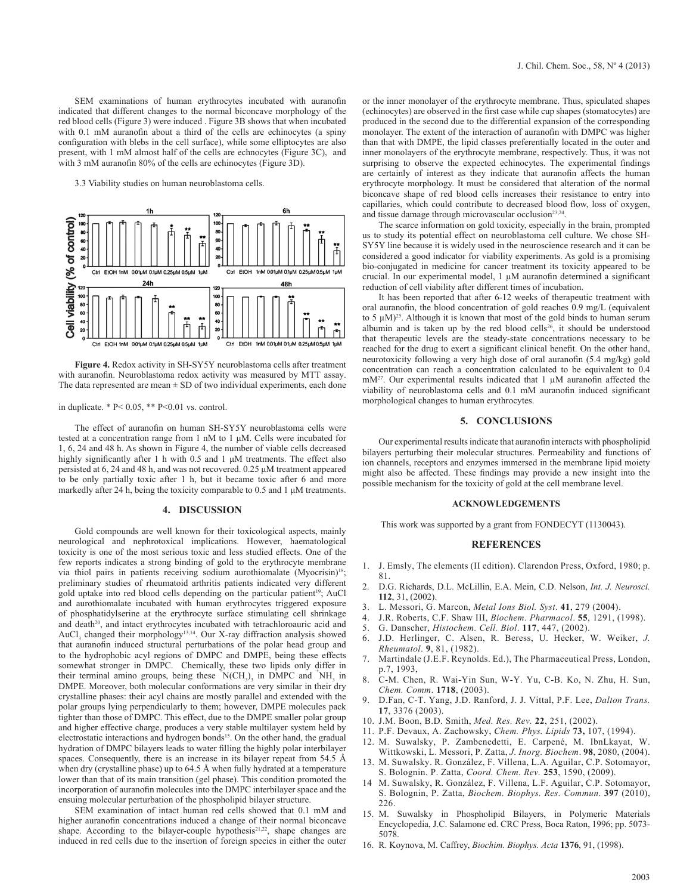SEM examinations of human erythrocytes incubated with auranofin indicated that different changes to the normal biconcave morphology of the red blood cells (Figure 3) were induced . Figure 3B shows that when incubated with 0.1 mM auranofin about a third of the cells are echinocytes (a spiny configuration with blebs in the cell surface), while some elliptocytes are also present, with 1 mM almost half of the cells are echnocytes (Figure 3C), and with 3 mM auranofin 80% of the cells are echinocytes (Figure 3D).

3.3 Viability studies on human neuroblastoma cells.

Cell viability (% of control)

1h
6h
24h
48h

Ctrl EtOH 1nM 0.01µM 0.1µM 0.25µM 0.5µM 1µM

**Figure 4.** Redox activity in SH-SY5Y neuroblastoma cells after treatment with auranofin. Neuroblastoma redox activity was measured by MTT assay. The data represented are mean ± SD of two individual experiments, each done in duplicate. * P< 0.05, ** P<0.01 vs. control.

The effect of auranofin on human SH-SY5Y neuroblastoma cells were tested at a concentration range from 1 nM to 1 µM. Cells were incubated for 1, 6, 24 and 48 h. As shown in Figure 4, the number of viable cells decreased highly significantly after 1 h with 0.5 and 1 µM treatments. The effect also persisted at 6, 24 and 48 h, and was not recovered. 0.25 µM treatment appeared to be only partially toxic after 1 h, but it became toxic after 6 and more markedly after 24 h, being the toxicity comparable to 0.5 and 1 µM treatments.

## 4. DISCUSSION

Gold compounds are well known for their toxicological aspects, mainly neurological and nephrotoxical implications. However, haematological toxicity is one of the most serious toxic and less studied effects. One of the few reports indicates a strong binding of gold to the erythrocyte membrane via thiol pairs in patients receiving sodium aurothiomalate (Myocrisin)[18]; preliminary studies of rheumatoid arthritis patients indicated very different gold uptake into red blood cells depending on the particular patient[19]; AuCl and aurothiomalate incubated with human erythrocytes triggered exposure of phosphatidylserine at the erythrocyte surface stimulating cell shrinkage and death[20], and intact erythrocytes incubated with tetrachloroauric acid and $AuCl_3$ changed their morphology[13,14]. Our X-ray diffraction analysis showed that auranofin induced structural perturbations of the polar head group and to the hydrophobic acyl regions of DMPC and DMPE, being these effects somewhat stronger in DMPC. Chemically, these two lipids only differ in their terminal amino groups, being these $^{+}N(CH_3)_3$ in DMPC and $^{+}NH_3$ in DMPE. Moreover, both molecular conformations are very similar in their dry crystalline phases: their acyl chains are mostly parallel and extended with the polar groups lying perpendicularly to them; however, DMPE molecules pack tighter than those of DMPC. This effect, due to the DMPE smaller polar group and higher effective charge, produces a very stable multilayer system held by electrostatic interactions and hydrogen bonds[15]. On the other hand, the gradual hydration of DMPC bilayers leads to water filling the highly polar interbilayer spaces. Consequently, there is an increase in its bilayer repeat from 54.5 Å when dry (crystalline phase) up to 64.5 Å when fully hydrated at a temperature lower than that of its main transition (gel phase). This condition promoted the incorporation of auranofin molecules into the DMPC interbilayer space and the ensuing molecular perturbation of the phospholipid bilayer structure.

SEM examination of intact human red cells showed that 0.1 mM and higher auranofin concentrations induced a change of their normal biconcave shape. According to the bilayer-couple hypothesis[21,22], shape changes are induced in red cells due to the insertion of foreign species in either the outer or the inner monolayer of the erythrocyte membrane. Thus, spiculated shapes (echinocytes) are observed in the first case while cup shapes (stomatocytes) are produced in the second due to the differential expansion of the corresponding monolayer. The extent of the interaction of auranofin with DMPC was higher than that with DMPE, the lipid classes preferentially located in the outer and inner monolayers of the erythrocyte membrane, respectively. Thus, it was not surprising to observe the expected echinocytes. The experimental findings are certainly of interest as they indicate that auranofin affects the human erythrocyte morphology. It must be considered that alteration of the normal biconcave shape of red blood cells increases their resistance to entry into capillaries, which could contribute to decreased blood flow, loss of oxygen, and tissue damage through microvascular occlusion[23,24].

The scarce information on gold toxicity, especially in the brain, prompted us to study its potential effect on neuroblastoma cell culture. We chose SH-SY5Y line because it is widely used in the neuroscience research and it can be considered a good indicator for viability experiments. As gold is a promising bio-conjugated in medicine for cancer treatment its toxicity appeared to be crucial. In our experimental model, 1 µM auranofin determined a significant reduction of cell viability after different times of incubation.

It has been reported that after 6-12 weeks of therapeutic treatment with oral auranofin, the blood concentration of gold reaches 0.9 mg/L (equivalent to 5 µM)[25]. Although it is known that most of the gold binds to human serum albumin and is taken up by the red blood cells[26], it should be understood that therapeutic levels are the steady-state concentrations necessary to be reached for the drug to exert a significant clinical benefit. On the other hand, neurotoxicity following a very high dose of oral auranofin (5.4 mg/kg) gold concentration can reach a concentration calculated to be equivalent to 0.4 mM[27]. Our experimental results indicated that 1 µM auranofin affected the viability of neuroblastoma cells and 0.1 mM auranofin induced significant morphological changes to human erythrocytes.

## 5. CONCLUSIONS

Our experimental results indicate that auranofin interacts with phospholipid bilayers perturbing their molecular structures. Permeability and functions of ion channels, receptors and enzymes immersed in the membrane lipid moiety might also be affected. These findings may provide a new insight into the possible mechanism for the toxicity of gold at the cell membrane level.

### ACKNOWLEDGEMENTS

This work was supported by a grant from FONDECYT (1130043).

## REFERENCES

1. J. Emsly, The elements (II edition). Clarendon Press, Oxford, 1980; p. 81.
2. D.G. Richards, D.L. McLillin, E.A. Mein, C.D. Nelson, *Int. J. Neurosci.* **112**, 31, (2002).
3. L. Messori, G. Marcon, *Metal Ions Biol. Syst*. **41**, 279 (2004).
4. J.R. Roberts, C.F. Shaw III, *Biochem. Pharmacol*. **55**, 1291, (1998).
5. G. Danscher, *Histochem. Cell. Biol*. **117**, 447, (2002).
6. J.D. Herlinger, C. Alsen, R. Beress, U. Hecker, W. Weiker, *J. Rheumatol*. **9**, 81, (1982).
7. Martindale (J.E.F. Reynolds. Ed.), The Pharmaceutical Press, London, p.7, 1993,
8. C-M. Chen, R. Wai-Yin Sun, W-Y. Yu, C-B. Ko, N. Zhu, H. Sun, *Chem. Comm*. **1718**, (2003).
9. D.Fan, C-T. Yang, J.D. Ranford, J. J. Vittal, P.F. Lee, *Dalton Trans.* **17**, 3376 (2003).
10. J.M. Boon, B.D. Smith, *Med. Res. Rev.* **22**, 251, (2002).
11. P.F. Devaux, A. Zachowsky, *Chem. Phys. Lipids* **73,** 107, (1994).
12. M. Suwalsky, P. Zambenedetti, E. Carpené, M. IbnLkayat, W. Wittkowski, L. Messori, P. Zatta, *J. Inorg. Biochem*. **98**, 2080, (2004).
13. M. Suwalsky. R. González, F. Villena, L.A. Aguilar, C.P. Sotomayor, S. Bolognin. P. Zatta, *Coord. Chem. Rev.* **253**, 1590, (2009).
14. M. Suwalsky, R. González, F. Villena, L.F. Aguilar, C.P. Sotomayor, S. Bolognin, P. Zatta, *Biochem. Biophys. Res. Commun*. **397** (2010), 226.
15. M. Suwalsky in Phospholipid Bilayers, in Polymeric Materials Encyclopedia, J.C. Salamone ed. CRC Press, Boca Raton, 1996; pp. 5073-5078.
16. R. Koynova, M. Caffrey, *Biochim. Biophys. Acta* **1376**, 91, (1998).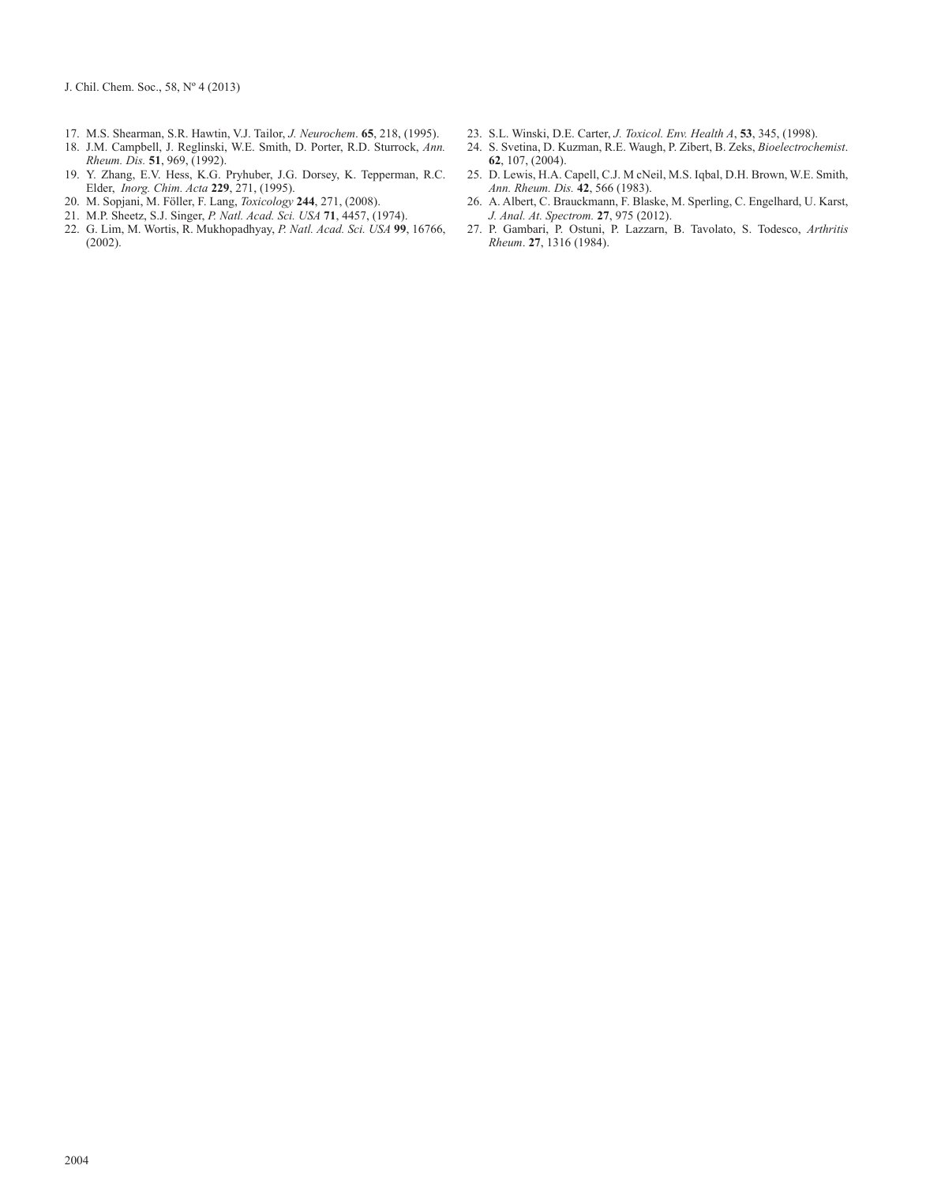17. M.S. Shearman, S.R. Hawtin, V.J. Tailor, *J. Neurochem*. **65**, 218, (1995).
18. J.M. Campbell, J. Reglinski, W.E. Smith, D. Porter, R.D. Sturrock, *Ann. Rheum. Dis.* **51**, 969, (1992).
19. Y. Zhang, E.V. Hess, K.G. Pryhuber, J.G. Dorsey, K. Tepperman, R.C. Elder, *Inorg. Chim. Acta* **229**, 271, (1995).
20. M. Sopjani, M. Föller, F. Lang, *Toxicology* **244**, 271, (2008).
21. M.P. Sheetz, S.J. Singer, *P. Natl. Acad. Sci. USA* **71**, 4457, (1974).
22. G. Lim, M. Wortis, R. Mukhopadhyay, *P. Natl. Acad. Sci. USA* **99**, 16766, (2002).
23. S.L. Winski, D.E. Carter, *J. Toxicol. Env. Health A*, **53**, 345, (1998).
24. S. Svetina, D. Kuzman, R.E. Waugh, P. Zibert, B. Zeks, *Bioelectrochemist*. **62**, 107, (2004).
25. D. Lewis, H.A. Capell, C.J. M cNeil, M.S. Iqbal, D.H. Brown, W.E. Smith, *Ann. Rheum. Dis.* **42**, 566 (1983).
26. A. Albert, C. Brauckmann, F. Blaske, M. Sperling, C. Engelhard, U. Karst, *J. Anal. At. Spectrom.* **27**, 975 (2012).
27. P. Gambari, P. Ostuni, P. Lazzarn, B. Tavolato, S. Todesco, *Arthritis Rheum*. **27**, 1316 (1984).